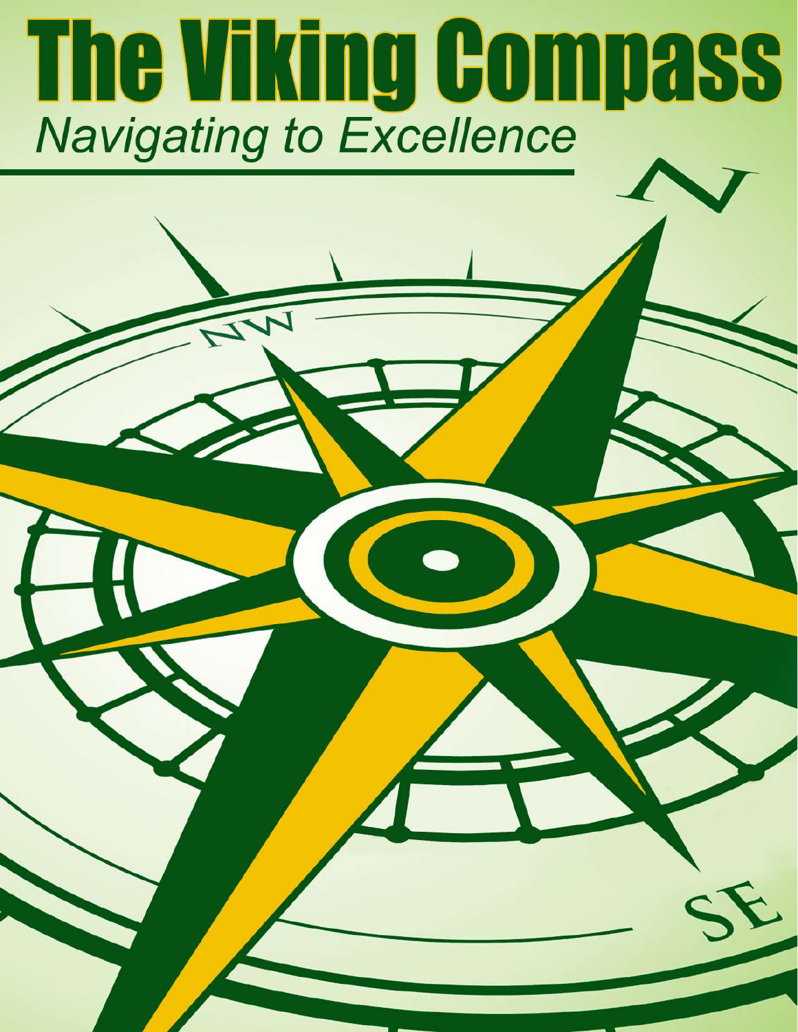# The Viking Compass

*Navigating to Excellence*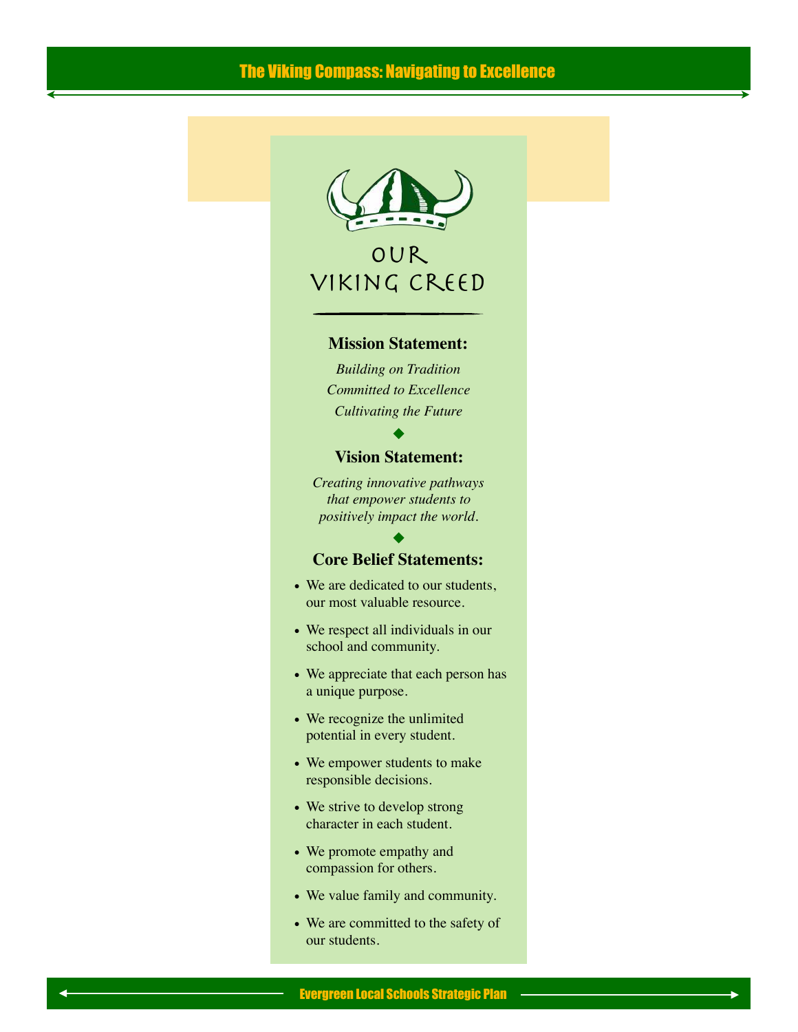# The Viking Compass: Navigating to Excellence

## OUR VIKING CREED

### Mission Statement:

*Building on Tradition*
*Committed to Excellence*
*Cultivating the Future*

### Vision Statement:

*Creating innovative pathways that empower students to positively impact the world.*

### Core Belief Statements:

- We are dedicated to our students, our most valuable resource.
- We respect all individuals in our school and community.
- We appreciate that each person has a unique purpose.
- We recognize the unlimited potential in every student.
- We empower students to make responsible decisions.
- We strive to develop strong character in each student.
- We promote empathy and compassion for others.
- We value family and community.
- We are committed to the safety of our students.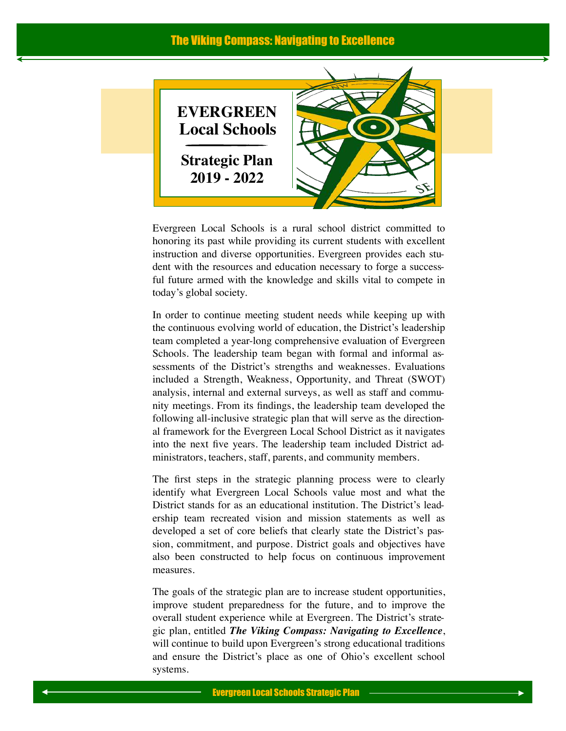# EVERGREEN Local Schools

## Strategic Plan 2019 - 2022

Evergreen Local Schools is a rural school district committed to honoring its past while providing its current students with excellent instruction and diverse opportunities. Evergreen provides each student with the resources and education necessary to forge a successful future armed with the knowledge and skills vital to compete in today's global society.

In order to continue meeting student needs while keeping up with the continuous evolving world of education, the District's leadership team completed a year-long comprehensive evaluation of Evergreen Schools. The leadership team began with formal and informal assessments of the District's strengths and weaknesses. Evaluations included a Strength, Weakness, Opportunity, and Threat (SWOT) analysis, internal and external surveys, as well as staff and community meetings. From its findings, the leadership team developed the following all-inclusive strategic plan that will serve as the directional framework for the Evergreen Local School District as it navigates into the next five years. The leadership team included District administrators, teachers, staff, parents, and community members.

The first steps in the strategic planning process were to clearly identify what Evergreen Local Schools value most and what the District stands for as an educational institution. The District's leadership team recreated vision and mission statements as well as developed a set of core beliefs that clearly state the District's passion, commitment, and purpose. District goals and objectives have also been constructed to help focus on continuous improvement measures.

The goals of the strategic plan are to increase student opportunities, improve student preparedness for the future, and to improve the overall student experience while at Evergreen. The District's strategic plan, entitled ***The Viking Compass: Navigating to Excellence***, will continue to build upon Evergreen's strong educational traditions and ensure the District's place as one of Ohio's excellent school systems.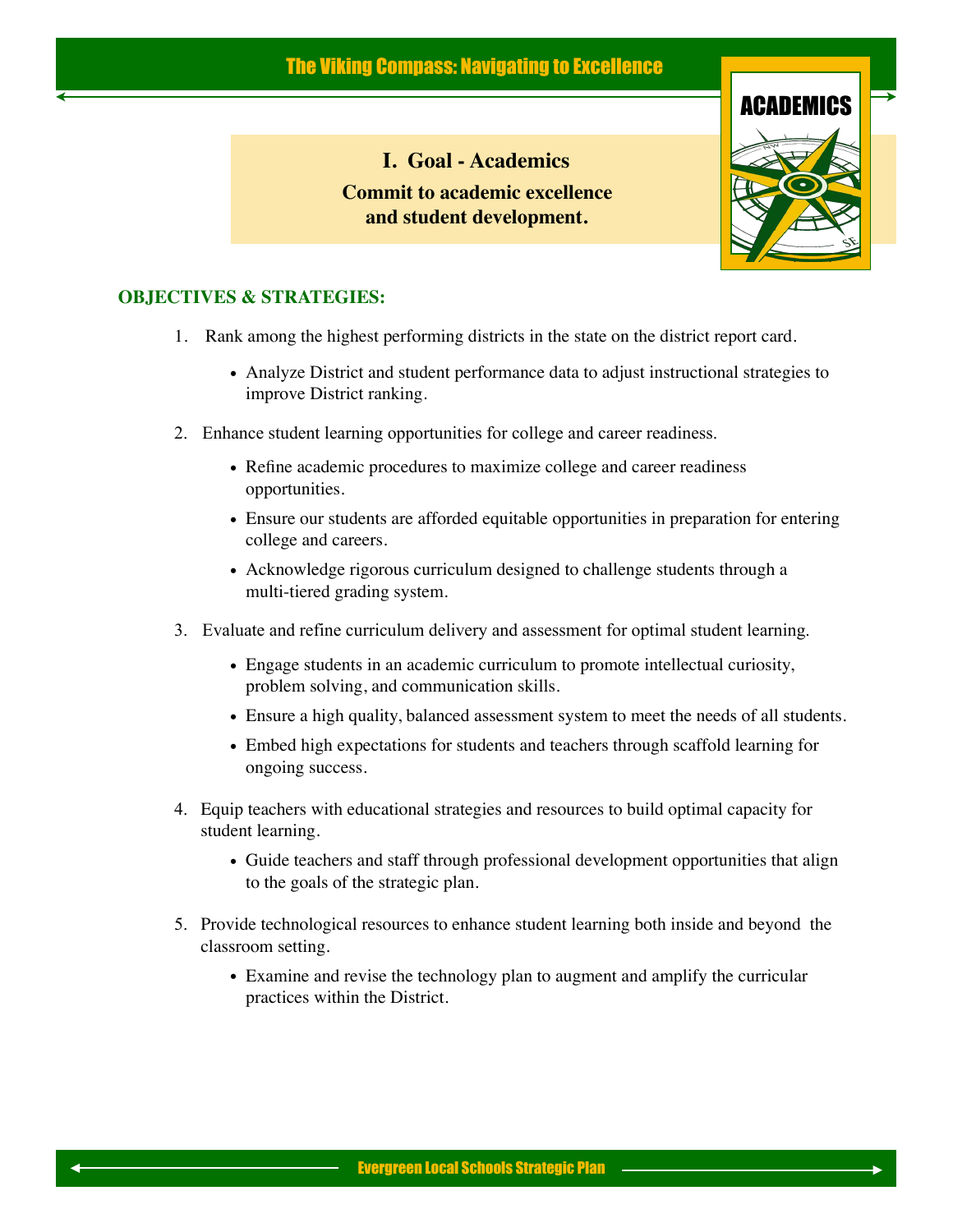# I. Goal - Academics

**Commit to academic excellence and student development.**

ACADEMICS

## OBJECTIVES & STRATEGIES:

1. Rank among the highest performing districts in the state on the district report card.
   - Analyze District and student performance data to adjust instructional strategies to improve District ranking.

2. Enhance student learning opportunities for college and career readiness.
   - Refine academic procedures to maximize college and career readiness opportunities.
   - Ensure our students are afforded equitable opportunities in preparation for entering college and careers.
   - Acknowledge rigorous curriculum designed to challenge students through a multi-tiered grading system.

3. Evaluate and refine curriculum delivery and assessment for optimal student learning.
   - Engage students in an academic curriculum to promote intellectual curiosity, problem solving, and communication skills.
   - Ensure a high quality, balanced assessment system to meet the needs of all students.
   - Embed high expectations for students and teachers through scaffold learning for ongoing success.

4. Equip teachers with educational strategies and resources to build optimal capacity for student learning.
   - Guide teachers and staff through professional development opportunities that align to the goals of the strategic plan.

5. Provide technological resources to enhance student learning both inside and beyond the classroom setting.
   - Examine and revise the technology plan to augment and amplify the curricular practices within the District.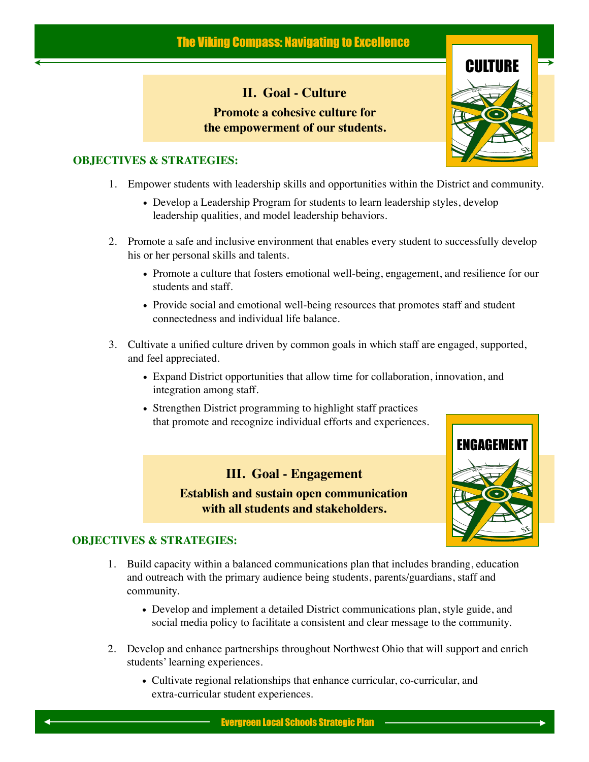## II. Goal - Culture

**Promote a cohesive culture for the empowerment of our students.**

### OBJECTIVES & STRATEGIES:

1. Empower students with leadership skills and opportunities within the District and community.
   - Develop a Leadership Program for students to learn leadership styles, develop leadership qualities, and model leadership behaviors.

2. Promote a safe and inclusive environment that enables every student to successfully develop his or her personal skills and talents.
   - Promote a culture that fosters emotional well-being, engagement, and resilience for our students and staff.
   - Provide social and emotional well-being resources that promotes staff and student connectedness and individual life balance.

3. Cultivate a unified culture driven by common goals in which staff are engaged, supported, and feel appreciated.
   - Expand District opportunities that allow time for collaboration, innovation, and integration among staff.
   - Strengthen District programming to highlight staff practices that promote and recognize individual efforts and experiences.

## III. Goal - Engagement

**Establish and sustain open communication with all students and stakeholders.**

### OBJECTIVES & STRATEGIES:

1. Build capacity within a balanced communications plan that includes branding, education and outreach with the primary audience being students, parents/guardians, staff and community.
   - Develop and implement a detailed District communications plan, style guide, and social media policy to facilitate a consistent and clear message to the community.

2. Develop and enhance partnerships throughout Northwest Ohio that will support and enrich students' learning experiences.
   - Cultivate regional relationships that enhance curricular, co-curricular, and extra-curricular student experiences.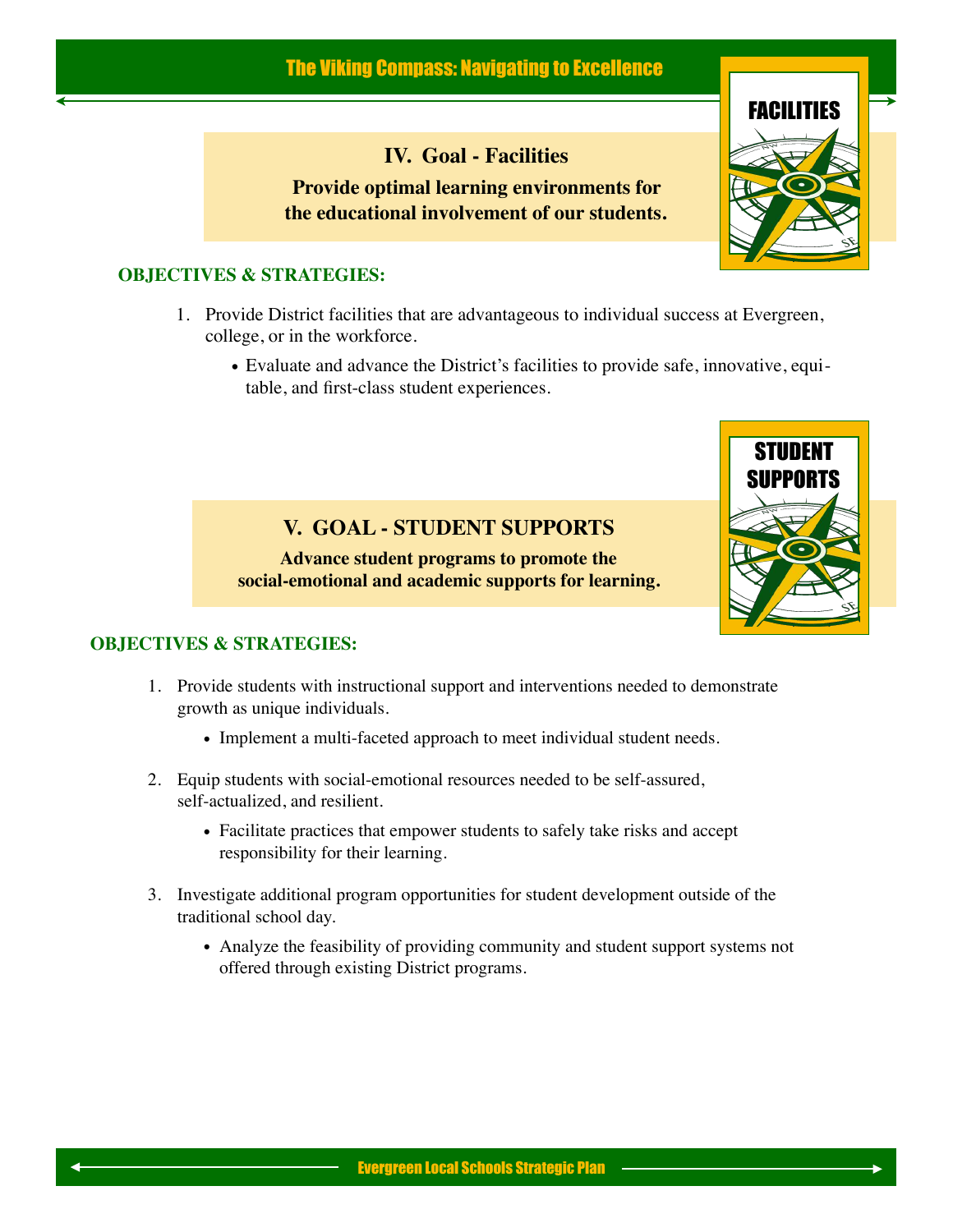## IV. Goal - Facilities

**Provide optimal learning environments for the educational involvement of our students.**

FACILITIES

### OBJECTIVES & STRATEGIES:

1. Provide District facilities that are advantageous to individual success at Evergreen, college, or in the workforce.
   - Evaluate and advance the District's facilities to provide safe, innovative, equitable, and first-class student experiences.

## V. GOAL - STUDENT SUPPORTS

**Advance student programs to promote the social-emotional and academic supports for learning.**

STUDENT SUPPORTS

### OBJECTIVES & STRATEGIES:

1. Provide students with instructional support and interventions needed to demonstrate growth as unique individuals.
   - Implement a multi-faceted approach to meet individual student needs.

2. Equip students with social-emotional resources needed to be self-assured, self-actualized, and resilient.
   - Facilitate practices that empower students to safely take risks and accept responsibility for their learning.

3. Investigate additional program opportunities for student development outside of the traditional school day.
   - Analyze the feasibility of providing community and student support systems not offered through existing District programs.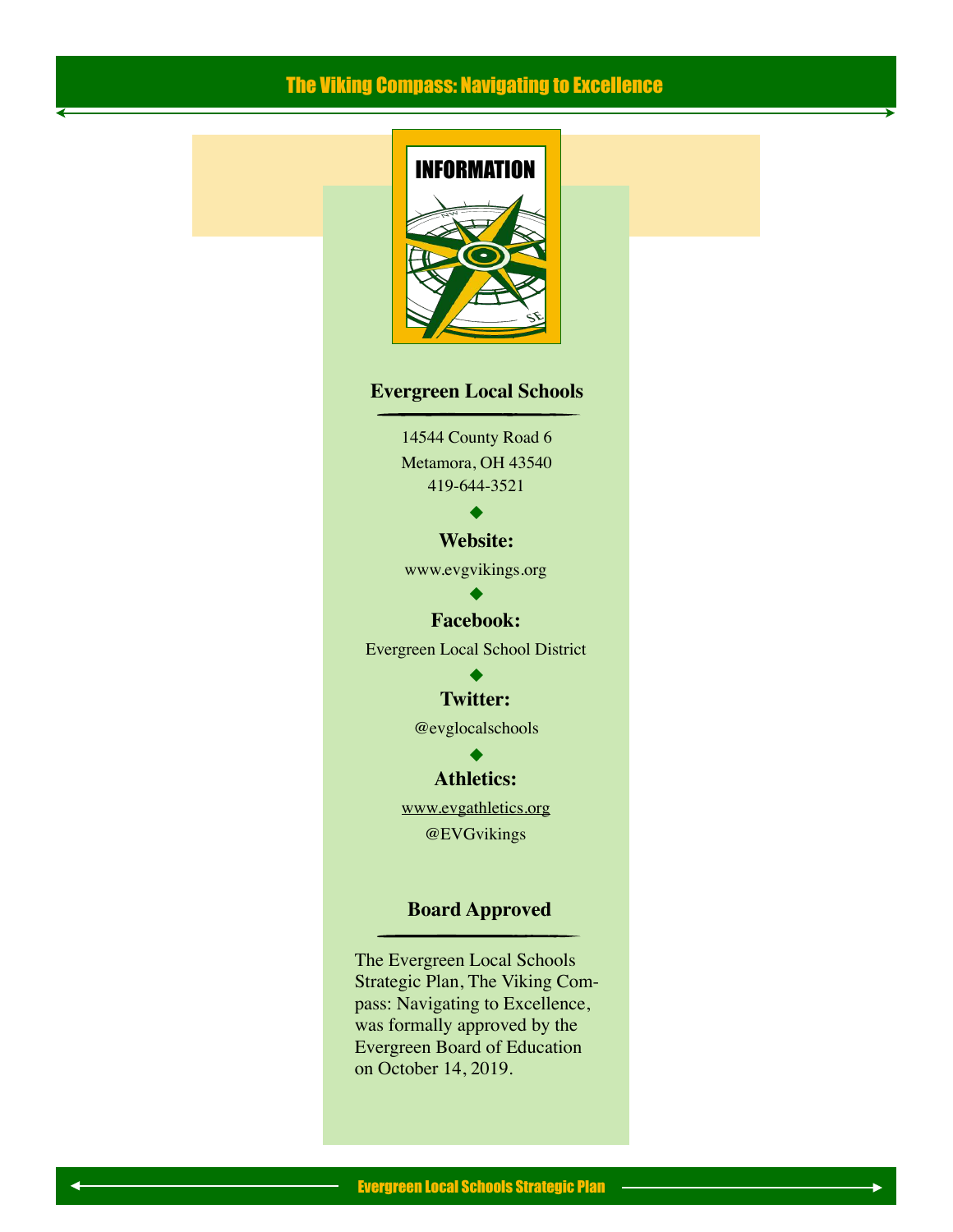# INFORMATION

## Evergreen Local Schools

14544 County Road 6
Metamora, OH 43540
419-644-3521

◆

**Website:**

www.evgvikings.org

◆

**Facebook:**

Evergreen Local School District

◆

**Twitter:**

@evglocalschools

◆

**Athletics:**

www.evgathletics.org
@EVGvikings

## Board Approved

The Evergreen Local Schools Strategic Plan, The Viking Compass: Navigating to Excellence, was formally approved by the Evergreen Board of Education on October 14, 2019.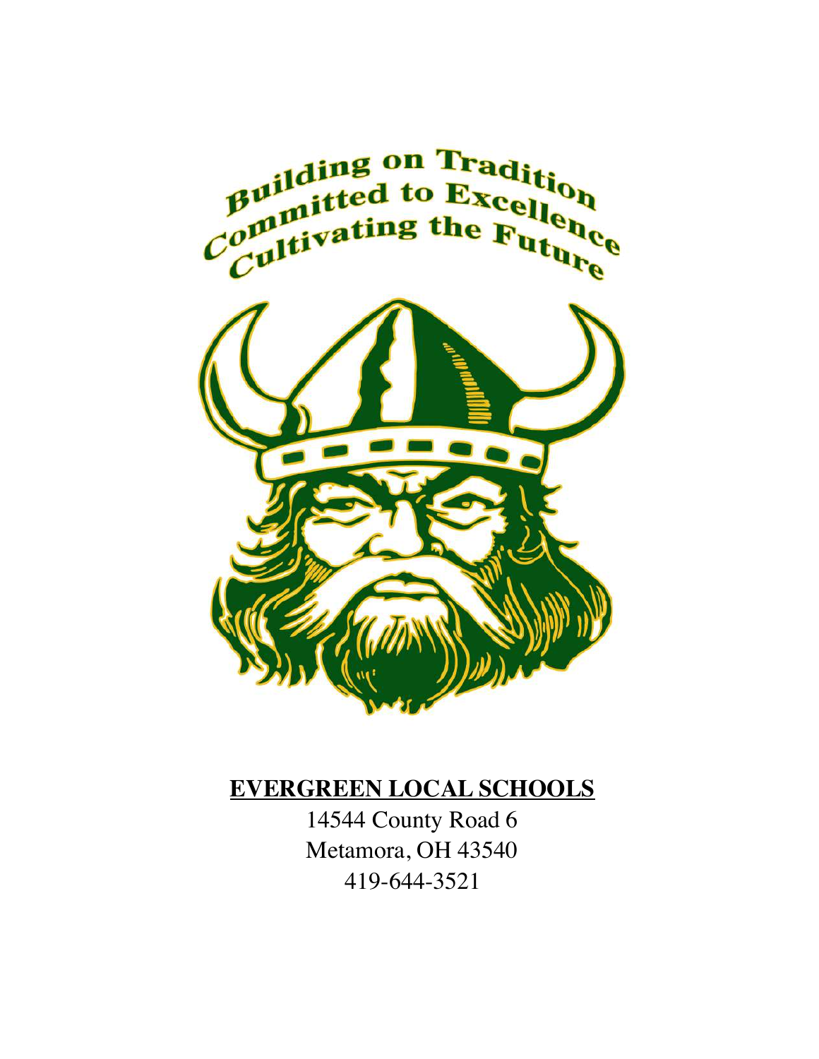Building on Tradition
Committed to Excellence
Cultivating the Future

**EVERGREEN LOCAL SCHOOLS**

14544 County Road 6
Metamora, OH 43540
419-644-3521